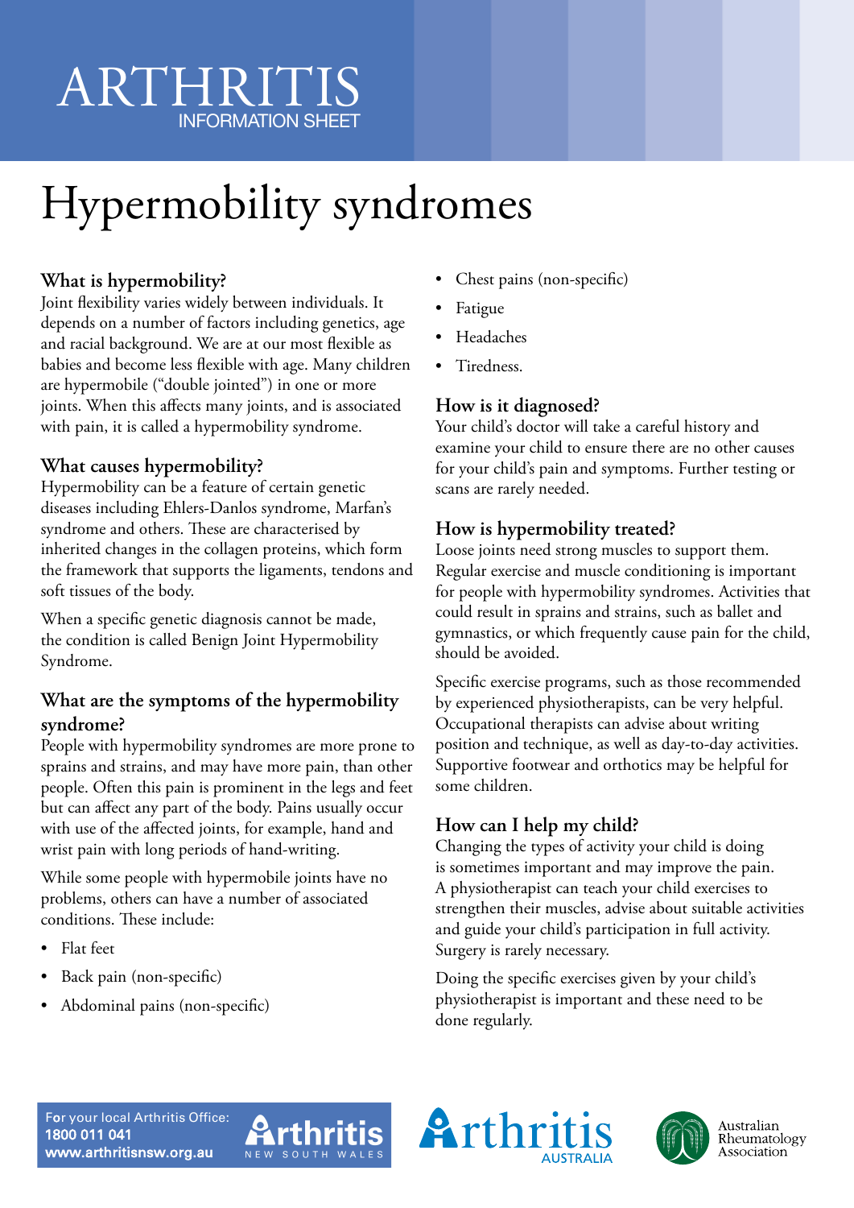# ARTHRITIS
INFORMATION SHEET

# Hypermobility syndromes

## What is hypermobility?

Joint flexibility varies widely between individuals. It depends on a number of factors including genetics, age and racial background. We are at our most flexible as babies and become less flexible with age. Many children are hypermobile ("double jointed") in one or more joints. When this affects many joints, and is associated with pain, it is called a hypermobility syndrome.

## What causes hypermobility?

Hypermobility can be a feature of certain genetic diseases including Ehlers-Danlos syndrome, Marfan's syndrome and others. These are characterised by inherited changes in the collagen proteins, which form the framework that supports the ligaments, tendons and soft tissues of the body.

When a specific genetic diagnosis cannot be made, the condition is called Benign Joint Hypermobility Syndrome.

## What are the symptoms of the hypermobility syndrome?

People with hypermobility syndromes are more prone to sprains and strains, and may have more pain, than other people. Often this pain is prominent in the legs and feet but can affect any part of the body. Pains usually occur with use of the affected joints, for example, hand and wrist pain with long periods of hand-writing.

While some people with hypermobile joints have no problems, others can have a number of associated conditions. These include:

- Flat feet
- Back pain (non-specific)
- Abdominal pains (non-specific)
- Chest pains (non-specific)
- Fatigue
- Headaches
- Tiredness.

## How is it diagnosed?

Your child's doctor will take a careful history and examine your child to ensure there are no other causes for your child's pain and symptoms. Further testing or scans are rarely needed.

## How is hypermobility treated?

Loose joints need strong muscles to support them. Regular exercise and muscle conditioning is important for people with hypermobility syndromes. Activities that could result in sprains and strains, such as ballet and gymnastics, or which frequently cause pain for the child, should be avoided.

Specific exercise programs, such as those recommended by experienced physiotherapists, can be very helpful. Occupational therapists can advise about writing position and technique, as well as day-to-day activities. Supportive footwear and orthotics may be helpful for some children.

## How can I help my child?

Changing the types of activity your child is doing is sometimes important and may improve the pain. A physiotherapist can teach your child exercises to strengthen their muscles, advise about suitable activities and guide your child's participation in full activity. Surgery is rarely necessary.

Doing the specific exercises given by your child's physiotherapist is important and these need to be done regularly.

For your local Arthritis Office:
**1800 011 041**
**www.arthritisnsw.org.au**

Arthritis NEW SOUTH WALES

Arthritis AUSTRALIA

Australian Rheumatology Association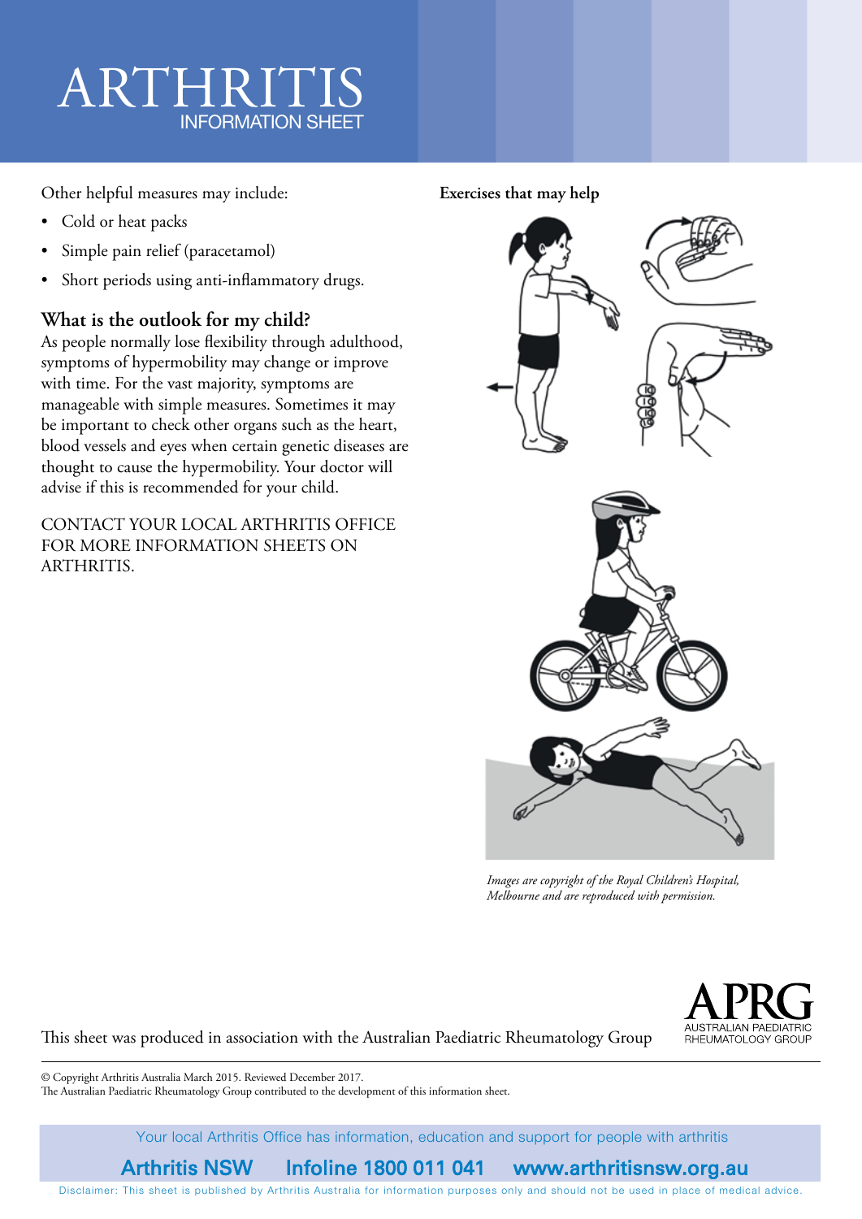# ARTHRITIS
INFORMATION SHEET

Other helpful measures may include:

- Cold or heat packs
- Simple pain relief (paracetamol)
- Short periods using anti-inflammatory drugs.

## What is the outlook for my child?

As people normally lose flexibility through adulthood, symptoms of hypermobility may change or improve with time. For the vast majority, symptoms are manageable with simple measures. Sometimes it may be important to check other organs such as the heart, blood vessels and eyes when certain genetic diseases are thought to cause the hypermobility. Your doctor will advise if this is recommended for your child.

CONTACT YOUR LOCAL ARTHRITIS OFFICE FOR MORE INFORMATION SHEETS ON ARTHRITIS.

**Exercises that may help**

*Images are copyright of the Royal Children's Hospital, Melbourne and are reproduced with permission.*

This sheet was produced in association with the Australian Paediatric Rheumatology Group

APRG AUSTRALIAN PAEDIATRIC RHEUMATOLOGY GROUP

© Copyright Arthritis Australia March 2015. Reviewed December 2017.
The Australian Paediatric Rheumatology Group contributed to the development of this information sheet.

Your local Arthritis Office has information, education and support for people with arthritis

**Arthritis NSW Infoline 1800 011 041 www.arthritisnsw.org.au**

Disclaimer: This sheet is published by Arthritis Australia for information purposes only and should not be used in place of medical advice.